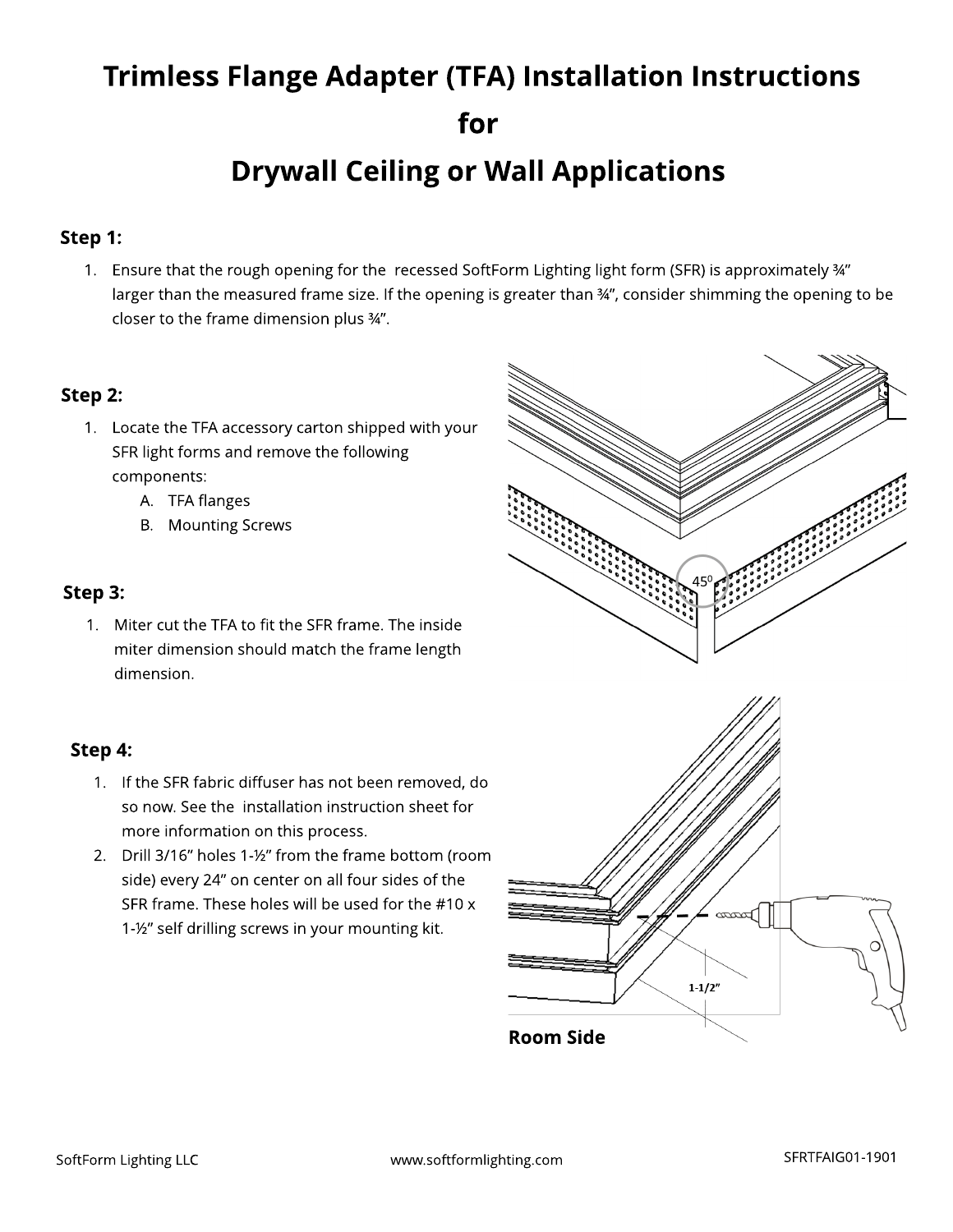# Trimless Flange Adapter (TFA) Installation Instructions for Drywall Ceiling or Wall Applications

## Step 1:

1. Ensure that the rough opening for the recessed SoftForm Lighting light form (SFR) is approximately ¾" larger than the measured frame size. If the opening is greater than ¾", consider shimming the opening to be closer to the frame dimension plus ¾".

## Step 2:

1. Locate the TFA accessory carton shipped with your SFR light forms and remove the following components:
   A. TFA flanges
   B. Mounting Screws

## Step 3:

1. Miter cut the TFA to fit the SFR frame. The inside miter dimension should match the frame length dimension.

## Step 4:

1. If the SFR fabric diffuser has not been removed, do so now. See the installation instruction sheet for more information on this process.
2. Drill 3/16" holes 1-½" from the frame bottom (room side) every 24" on center on all four sides of the SFR frame. These holes will be used for the #10 x 1-½" self drilling screws in your mounting kit.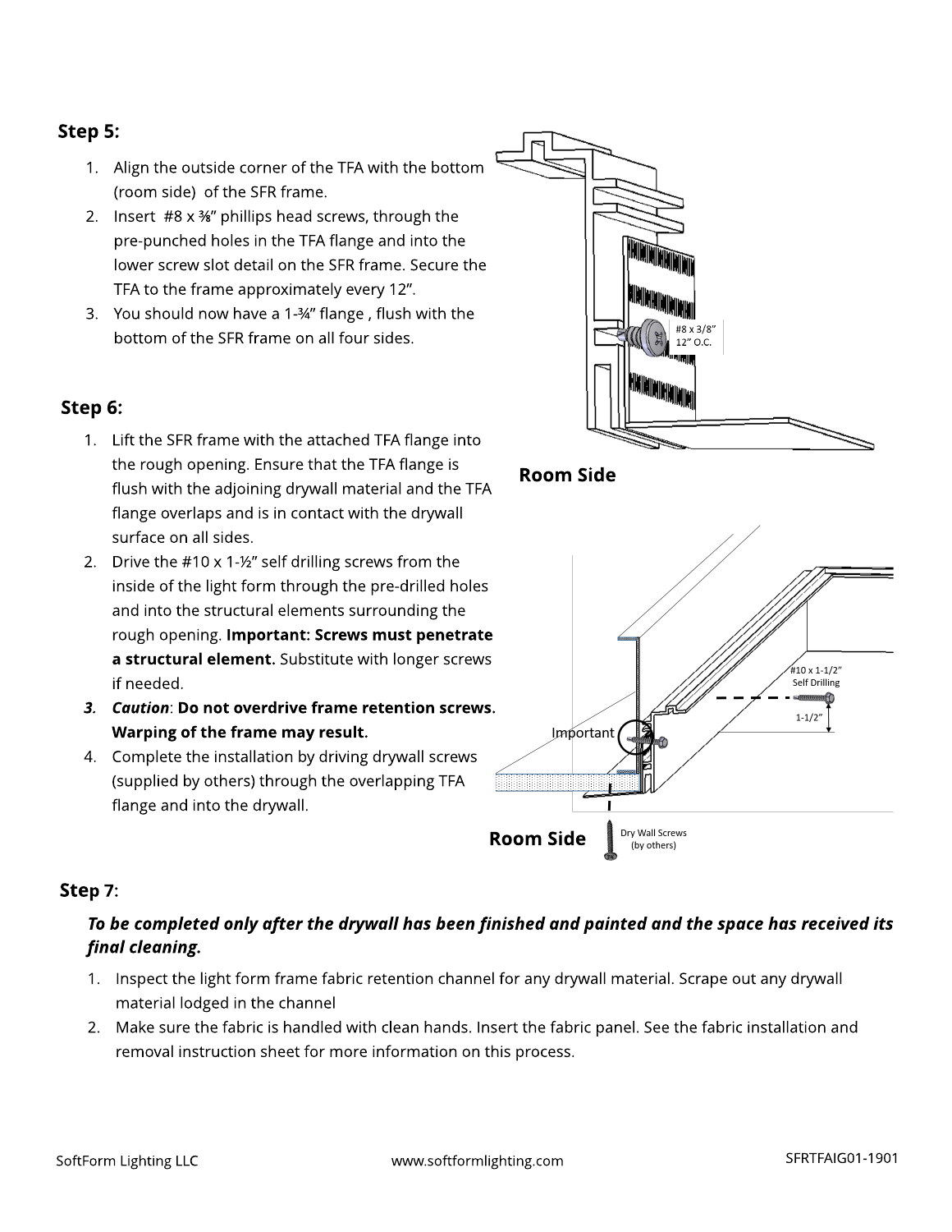## Step 5:

1. Align the outside corner of the TFA with the bottom (room side) of the SFR frame.
2. Insert #8 x ⅜" phillips head screws, through the pre-punched holes in the TFA flange and into the lower screw slot detail on the SFR frame. Secure the TFA to the frame approximately every 12".
3. You should now have a 1-¾" flange , flush with the bottom of the SFR frame on all four sides.

#8 x 3/8"
12" O.C.

**Room Side**

## Step 6:

1. Lift the SFR frame with the attached TFA flange into the rough opening. Ensure that the TFA flange is flush with the adjoining drywall material and the TFA flange overlaps and is in contact with the drywall surface on all sides.
2. Drive the #10 x 1-½" self drilling screws from the inside of the light form through the pre-drilled holes and into the structural elements surrounding the rough opening. **Important: Screws must penetrate a structural element.** Substitute with longer screws if needed.
3. ***Caution*: Do not overdrive frame retention screws. Warping of the frame may result.**
4. Complete the installation by driving drywall screws (supplied by others) through the overlapping TFA flange and into the drywall.

#10 x 1-1/2"
Self Drilling

1-1/2"

Important

**Room Side**

Dry Wall Screws
(by others)

## Step 7:

***To be completed only after the drywall has been finished and painted and the space has received its final cleaning.***

1. Inspect the light form frame fabric retention channel for any drywall material. Scrape out any drywall material lodged in the channel
2. Make sure the fabric is handled with clean hands. Insert the fabric panel. See the fabric installation and removal instruction sheet for more information on this process.

SoftForm Lighting LLC www.softformlighting.com SFRTFAIG01-1901